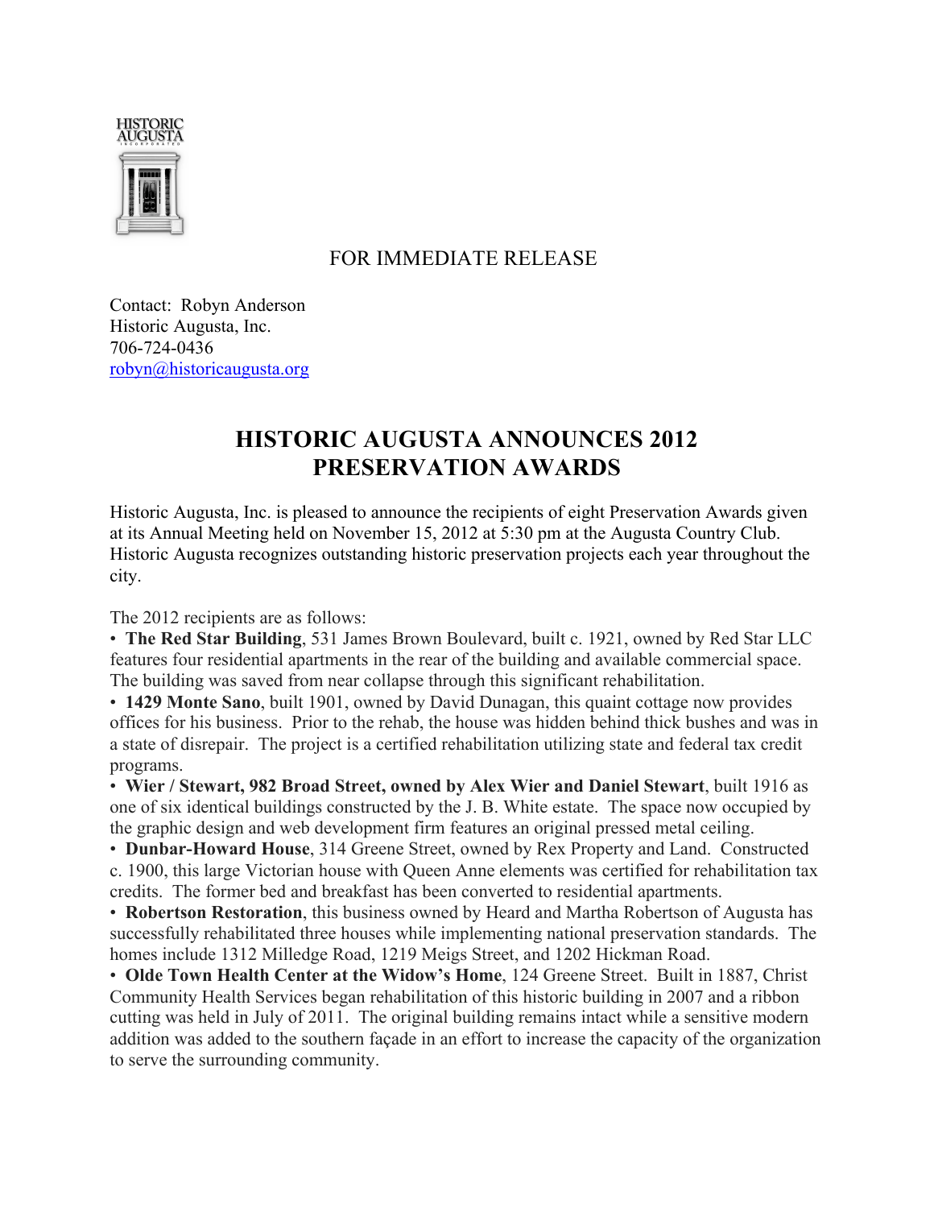HISTORIC AUGUSTA

FOR IMMEDIATE RELEASE

Contact: Robyn Anderson
Historic Augusta, Inc.
706-724-0436
robyn@historicaugusta.org

# HISTORIC AUGUSTA ANNOUNCES 2012 PRESERVATION AWARDS

Historic Augusta, Inc. is pleased to announce the recipients of eight Preservation Awards given at its Annual Meeting held on November 15, 2012 at 5:30 pm at the Augusta Country Club. Historic Augusta recognizes outstanding historic preservation projects each year throughout the city.

The 2012 recipients are as follows:

- **The Red Star Building**, 531 James Brown Boulevard, built c. 1921, owned by Red Star LLC features four residential apartments in the rear of the building and available commercial space. The building was saved from near collapse through this significant rehabilitation.
- **1429 Monte Sano**, built 1901, owned by David Dunagan, this quaint cottage now provides offices for his business. Prior to the rehab, the house was hidden behind thick bushes and was in a state of disrepair. The project is a certified rehabilitation utilizing state and federal tax credit programs.
- **Wier / Stewart, 982 Broad Street, owned by Alex Wier and Daniel Stewart**, built 1916 as one of six identical buildings constructed by the J. B. White estate. The space now occupied by the graphic design and web development firm features an original pressed metal ceiling.
- **Dunbar-Howard House**, 314 Greene Street, owned by Rex Property and Land. Constructed c. 1900, this large Victorian house with Queen Anne elements was certified for rehabilitation tax credits. The former bed and breakfast has been converted to residential apartments.
- **Robertson Restoration**, this business owned by Heard and Martha Robertson of Augusta has successfully rehabilitated three houses while implementing national preservation standards. The homes include 1312 Milledge Road, 1219 Meigs Street, and 1202 Hickman Road.
- **Olde Town Health Center at the Widow's Home**, 124 Greene Street. Built in 1887, Christ Community Health Services began rehabilitation of this historic building in 2007 and a ribbon cutting was held in July of 2011. The original building remains intact while a sensitive modern addition was added to the southern façade in an effort to increase the capacity of the organization to serve the surrounding community.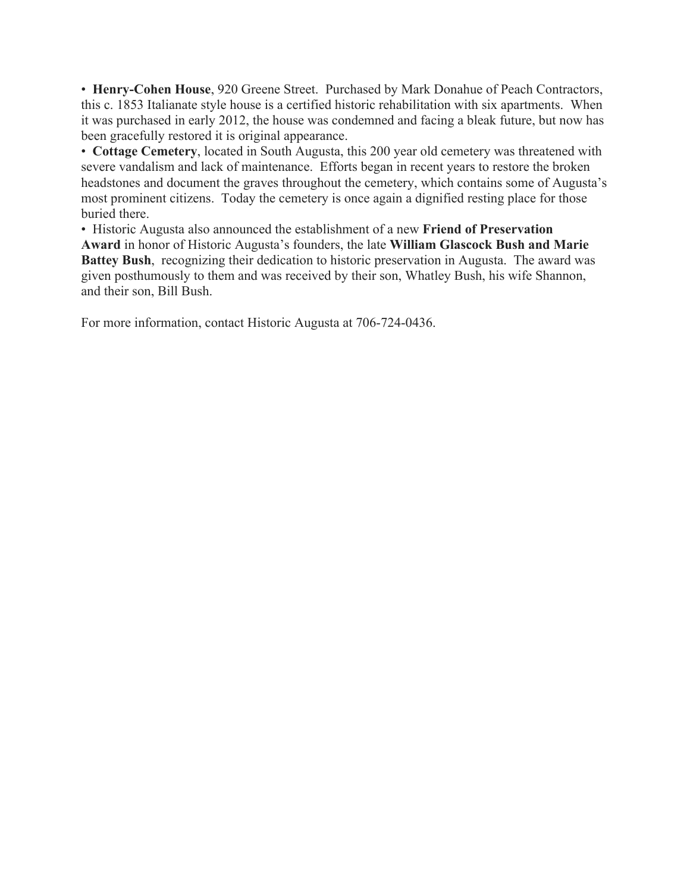- **Henry-Cohen House**, 920 Greene Street. Purchased by Mark Donahue of Peach Contractors, this c. 1853 Italianate style house is a certified historic rehabilitation with six apartments. When it was purchased in early 2012, the house was condemned and facing a bleak future, but now has been gracefully restored it is original appearance.
- **Cottage Cemetery**, located in South Augusta, this 200 year old cemetery was threatened with severe vandalism and lack of maintenance. Efforts began in recent years to restore the broken headstones and document the graves throughout the cemetery, which contains some of Augusta's most prominent citizens. Today the cemetery is once again a dignified resting place for those buried there.
- Historic Augusta also announced the establishment of a new **Friend of Preservation Award** in honor of Historic Augusta's founders, the late **William Glascock Bush and Marie Battey Bush**, recognizing their dedication to historic preservation in Augusta. The award was given posthumously to them and was received by their son, Whatley Bush, his wife Shannon, and their son, Bill Bush.

For more information, contact Historic Augusta at 706-724-0436.